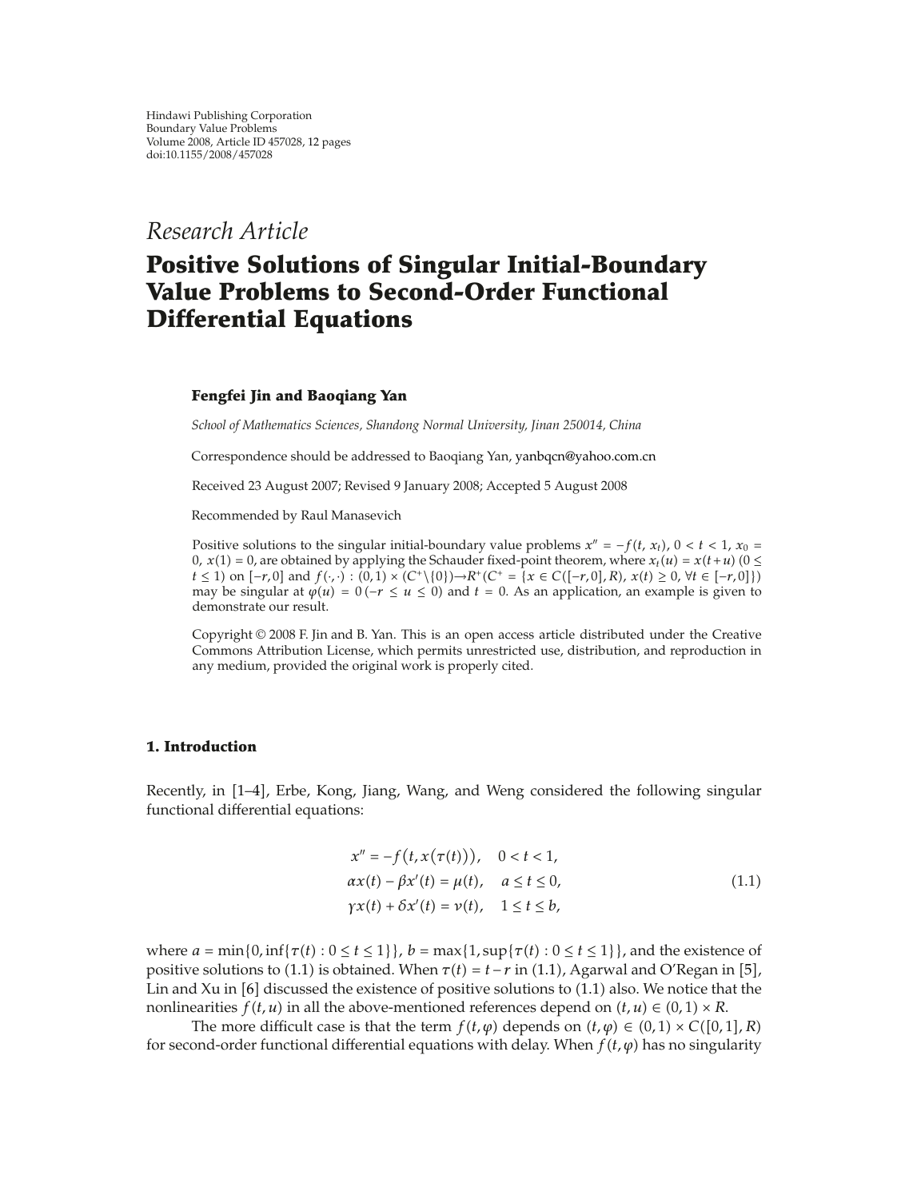Hindawi Publishing Corporation
Boundary Value Problems
Volume 2008, Article ID 457028, 12 pages
doi:10.1155/2008/457028

*Research Article*

# Positive Solutions of Singular Initial-Boundary Value Problems to Second-Order Functional Differential Equations

**Fengfei Jin and Baoqiang Yan**

*School of Mathematics Sciences, Shandong Normal University, Jinan 250014, China*

Correspondence should be addressed to Baoqiang Yan, yanbqcn@yahoo.com.cn

Received 23 August 2007; Revised 9 January 2008; Accepted 5 August 2008

Recommended by Raul Manasevich

Positive solutions to the singular initial-boundary value problems $x'' = -f(t, x_t)$, $0 < t < 1$, $x_0 = 0$, $x(1) = 0$, are obtained by applying the Schauder fixed-point theorem, where $x_t(u) = x(t+u)$ $(0 \leq t \leq 1)$ on $[-r, 0]$ and $f(\cdot,\cdot) : (0,1) \times (C^+ \backslash \{0\}) \to R^+ (C^+ = \{x \in C([-r,0], R),\ x(t) \geq 0,\ \forall t \in [-r,0]\})$ may be singular at $\varphi(u) = 0\ (-r \leq u \leq 0)$ and $t = 0$. As an application, an example is given to demonstrate our result.

Copyright © 2008 F. Jin and B. Yan. This is an open access article distributed under the Creative Commons Attribution License, which permits unrestricted use, distribution, and reproduction in any medium, provided the original work is properly cited.

## 1. Introduction

Recently, in [1–4], Erbe, Kong, Jiang, Wang, and Weng considered the following singular functional differential equations:

$$
\begin{aligned}
x'' &= -f\big(t, x(\tau(t))\big), \quad 0 < t < 1, \\
\alpha x(t) - \beta x'(t) &= \mu(t), \quad a \leq t \leq 0, \\
\gamma x(t) + \delta x'(t) &= \nu(t), \quad 1 \leq t \leq b,
\end{aligned}
\tag{1.1}
$$

where $a = \min\{0, \inf\{\tau(t) : 0 \leq t \leq 1\}\}$, $b = \max\{1, \sup\{\tau(t) : 0 \leq t \leq 1\}\}$, and the existence of positive solutions to (1.1) is obtained. When $\tau(t) = t - r$ in (1.1), Agarwal and O'Regan in [5], Lin and Xu in [6] discussed the existence of positive solutions to (1.1) also. We notice that the nonlinearities $f(t, u)$ in all the above-mentioned references depend on $(t, u) \in (0,1) \times R$.

The more difficult case is that the term $f(t, \varphi)$ depends on $(t, \varphi) \in (0,1) \times C([0,1], R)$ for second-order functional differential equations with delay. When $f(t, \varphi)$ has no singularity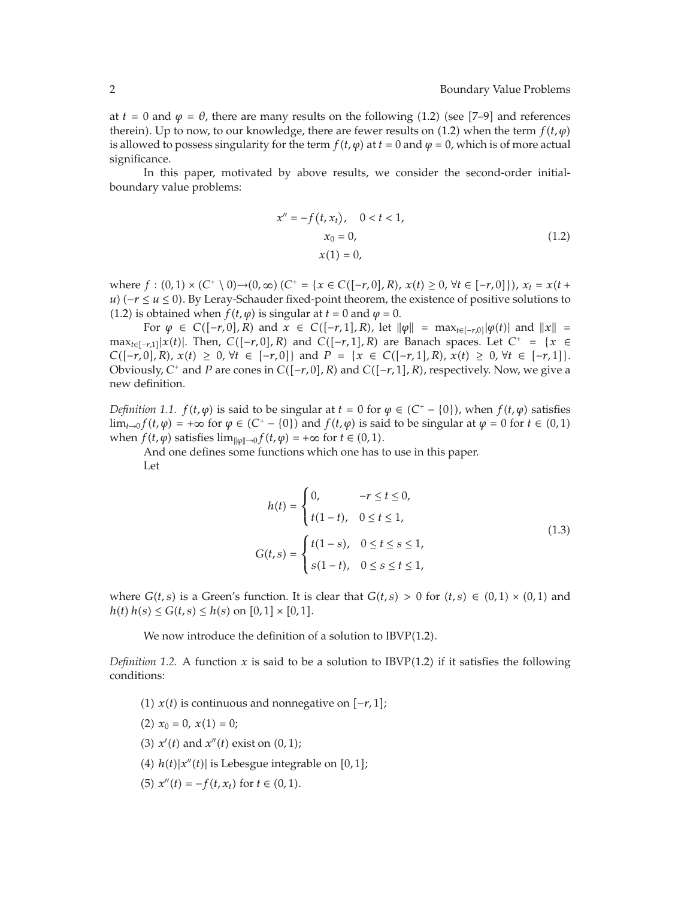at $t = 0$ and $\varphi = \theta$, there are many results on the following (1.2) (see [7–9] and references therein). Up to now, to our knowledge, there are fewer results on (1.2) when the term $f(t, \varphi)$ is allowed to possess singularity for the term $f(t, \varphi)$ at $t = 0$ and $\varphi = 0$, which is of more actual significance.

In this paper, motivated by above results, we consider the second-order initial-boundary value problems:

$$
\begin{gathered}
x'' = -f(t, x_t), \quad 0 < t < 1, \\
x_0 = 0, \\
x(1) = 0,
\end{gathered}
\tag{1.2}
$$

where $f : (0,1) \times (C^+ \setminus 0) \to (0, \infty)$ ($C^+ = \{x \in C([-r, 0], R),\ x(t) \geq 0,\ \forall t \in [-r, 0]\}$), $x_t = x(t + u)$ $(-r \leq u \leq 0)$. By Leray-Schauder fixed-point theorem, the existence of positive solutions to (1.2) is obtained when $f(t, \varphi)$ is singular at $t = 0$ and $\varphi = 0$.

For $\varphi \in C([-r, 0], R)$ and $x \in C([-r, 1], R)$, let $\|\varphi\| = \max_{t \in [-r, 0]} |\varphi(t)|$ and $\|x\| = \max_{t \in [-r, 1]} |x(t)|$. Then, $C([-r, 0], R)$ and $C([-r, 1], R)$ are Banach spaces. Let $C^+ = \{x \in C([-r, 0], R),\ x(t) \geq 0,\ \forall t \in [-r, 0]\}$ and $P = \{x \in C([-r, 1], R),\ x(t) \geq 0,\ \forall t \in [-r, 1]\}$. Obviously, $C^+$ and $P$ are cones in $C([-r, 0], R)$ and $C([-r, 1], R)$, respectively. Now, we give a new definition.

*Definition 1.1.* $f(t, \varphi)$ is said to be singular at $t = 0$ for $\varphi \in (C^+ - \{0\})$, when $f(t, \varphi)$ satisfies $\lim_{t \to 0} f(t, \varphi) = +\infty$ for $\varphi \in (C^+ - \{0\})$ and $f(t, \varphi)$ is said to be singular at $\varphi = 0$ for $t \in (0, 1)$ when $f(t, \varphi)$ satisfies $\lim_{\|\varphi\| \to 0} f(t, \varphi) = +\infty$ for $t \in (0, 1)$.

And one defines some functions which one has to use in this paper.

Let

$$
\begin{gathered}
h(t) = \begin{cases} 0, & -r \leq t \leq 0, \\ t(1-t), & 0 \leq t \leq 1, \end{cases} \\
G(t, s) = \begin{cases} t(1-s), & 0 \leq t \leq s \leq 1, \\ s(1-t), & 0 \leq s \leq t \leq 1, \end{cases}
\end{gathered}
\tag{1.3}
$$

where $G(t, s)$ is a Green's function. It is clear that $G(t, s) > 0$ for $(t, s) \in (0, 1) \times (0, 1)$ and $h(t)\, h(s) \leq G(t, s) \leq h(s)$ on $[0, 1] \times [0, 1]$.

We now introduce the definition of a solution to IBVP(1.2).

*Definition 1.2.* A function $x$ is said to be a solution to IBVP(1.2) if it satisfies the following conditions:

(1) $x(t)$ is continuous and nonnegative on $[-r, 1]$;

(2) $x_0 = 0$, $x(1) = 0$;

(3) $x'(t)$ and $x''(t)$ exist on $(0, 1)$;

(4) $h(t)|x''(t)|$ is Lebesgue integrable on $[0, 1]$;

(5) $x''(t) = -f(t, x_t)$ for $t \in (0, 1)$.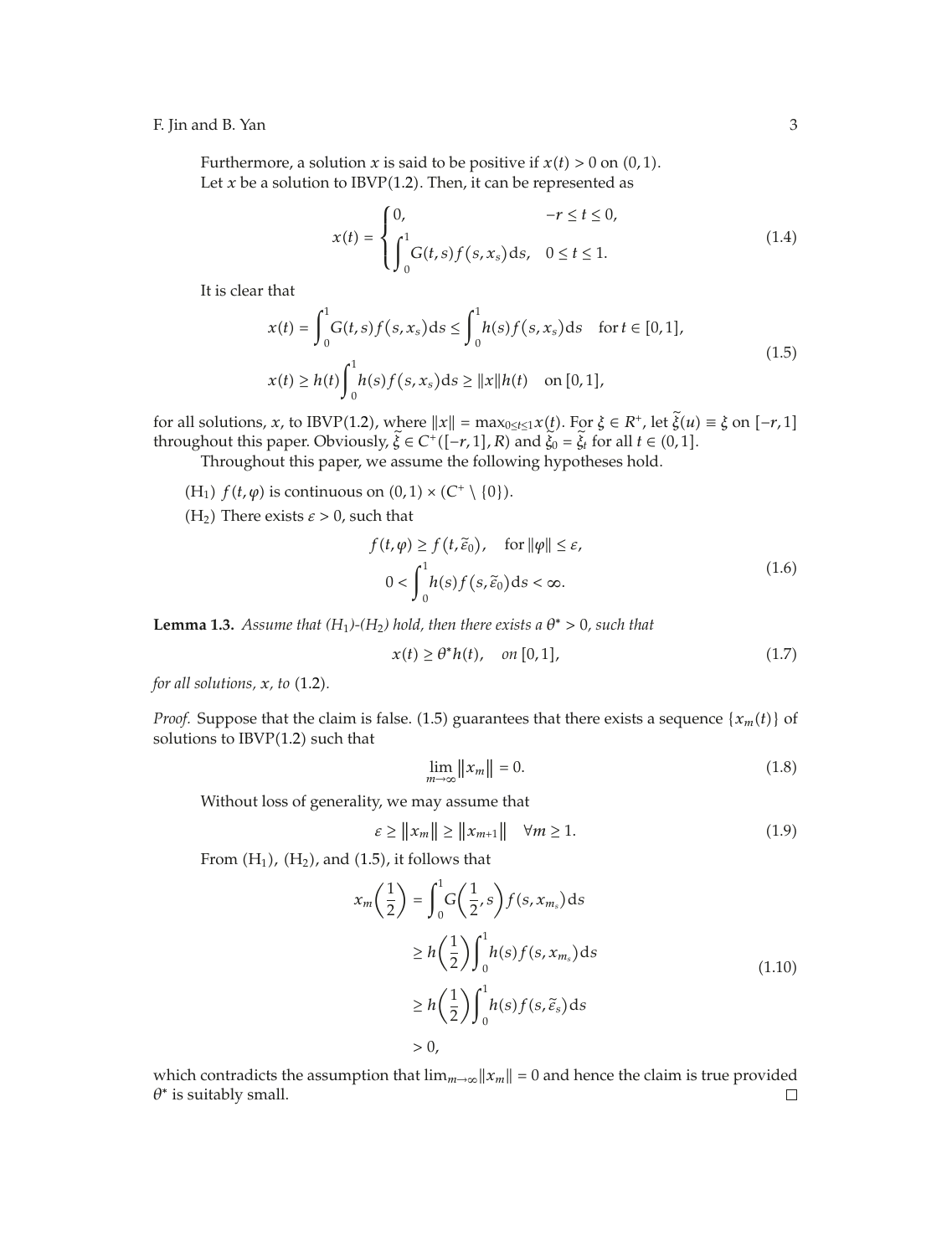Furthermore, a solution $x$ is said to be positive if $x(t) > 0$ on $(0,1)$.

Let $x$ be a solution to IBVP(1.2). Then, it can be represented as

$$x(t) = \begin{cases} 0, & -r \le t \le 0, \\ \displaystyle\int_0^1 G(t,s) f(s, x_s)\,\mathrm{d}s, & 0 \le t \le 1. \end{cases} \tag{1.4}$$

It is clear that

$$\begin{aligned} x(t) &= \int_0^1 G(t,s) f(s, x_s)\,\mathrm{d}s \le \int_0^1 h(s) f(s, x_s)\,\mathrm{d}s \quad \text{for } t \in [0,1], \\ x(t) &\ge h(t)\int_0^1 h(s) f(s, x_s)\,\mathrm{d}s \ge \|x\| h(t) \quad \text{on } [0,1], \end{aligned} \tag{1.5}$$

for all solutions, $x$, to IBVP(1.2), where $\|x\| = \max_{0\le t\le 1} x(t)$. For $\xi \in R^+$, let $\widetilde{\xi}(u) \equiv \xi$ on $[-r,1]$ throughout this paper. Obviously, $\widetilde{\xi} \in C^+([-r,1], R)$ and $\widetilde{\xi}_0 = \widetilde{\xi}_t$ for all $t \in (0,1]$.

Throughout this paper, we assume the following hypotheses hold.

($\mathrm{H}_1$) $f(t,\varphi)$ is continuous on $(0,1) \times (C^+ \setminus \{0\})$.

($\mathrm{H}_2$) There exists $\varepsilon > 0$, such that

$$\begin{aligned} f(t,\varphi) &\ge f(t, \widetilde{\varepsilon}_0), \quad \text{for } \|\varphi\| \le \varepsilon, \\ 0 &< \int_0^1 h(s) f(s, \widetilde{\varepsilon}_0)\,\mathrm{d}s < \infty. \end{aligned} \tag{1.6}$$

**Lemma 1.3.** *Assume that ($\mathrm{H}_1$)-($\mathrm{H}_2$) hold, then there exists a $\theta^* > 0$, such that*

$$x(t) \ge \theta^* h(t), \quad \text{on } [0,1], \tag{1.7}$$

*for all solutions, $x$, to* (1.2).

*Proof.* Suppose that the claim is false. (1.5) guarantees that there exists a sequence $\{x_m(t)\}$ of solutions to IBVP(1.2) such that

$$\lim_{m\to\infty} \|x_m\| = 0. \tag{1.8}$$

Without loss of generality, we may assume that

$$\varepsilon \ge \|x_m\| \ge \|x_{m+1}\| \quad \forall m \ge 1. \tag{1.9}$$

From ($\mathrm{H}_1$), ($\mathrm{H}_2$), and (1.5), it follows that

$$\begin{aligned} x_m\left(\frac{1}{2}\right) &= \int_0^1 G\left(\frac{1}{2}, s\right) f(s, x_{m_s})\,\mathrm{d}s \\ &\ge h\left(\frac{1}{2}\right)\int_0^1 h(s) f(s, x_{m_s})\,\mathrm{d}s \\ &\ge h\left(\frac{1}{2}\right)\int_0^1 h(s) f(s, \widetilde{\varepsilon}_s)\,\mathrm{d}s \\ &> 0, \end{aligned} \tag{1.10}$$

which contradicts the assumption that $\lim_{m\to\infty}\|x_m\| = 0$ and hence the claim is true provided $\theta^*$ is suitably small. $\square$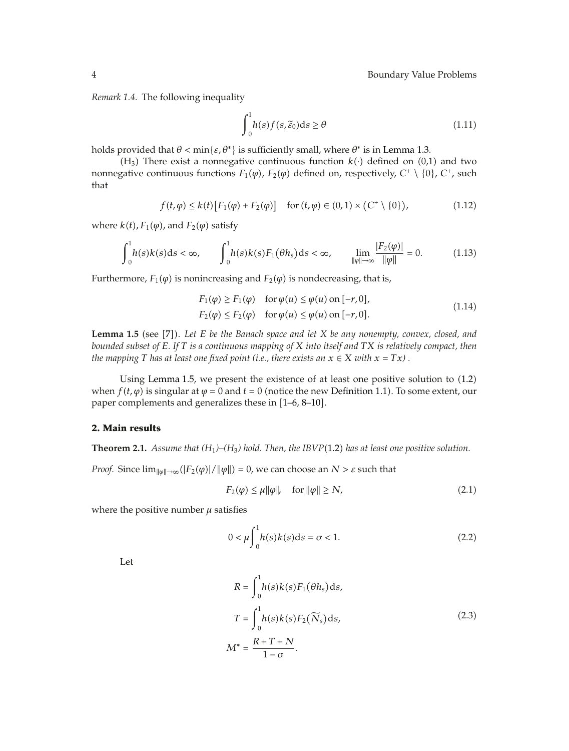*Remark 1.4.* The following inequality

$$\int_0^1 h(s) f(s, \tilde{\varepsilon}_0) \mathrm{d}s \geq \theta \tag{1.11}$$

holds provided that $\theta < \min\{\varepsilon, \theta^*\}$ is sufficiently small, where $\theta^*$ is in Lemma 1.3.

($H_3$) There exist a nonnegative continuous function $k(\cdot)$ defined on (0,1) and two nonnegative continuous functions $F_1(\varphi)$, $F_2(\varphi)$ defined on, respectively, $C^+ \setminus \{0\}$, $C^+$, such that

$$f(t, \varphi) \leq k(t)\left[F_1(\varphi) + F_2(\varphi)\right] \quad \text{for } (t, \varphi) \in (0,1) \times \left(C^+ \setminus \{0\}\right), \tag{1.12}$$

where $k(t)$, $F_1(\varphi)$, and $F_2(\varphi)$ satisfy

$$\int_0^1 h(s) k(s) \mathrm{d}s < \infty, \qquad \int_0^1 h(s) k(s) F_1(\theta h_s) \mathrm{d}s < \infty, \qquad \lim_{\|\varphi\| \to \infty} \frac{|F_2(\varphi)|}{\|\varphi\|} = 0. \tag{1.13}$$

Furthermore, $F_1(\varphi)$ is nonincreasing and $F_2(\varphi)$ is nondecreasing, that is,

$$\begin{aligned} F_1(\varphi) &\geq F_1(\varphi) \quad \text{for } \varphi(u) \leq \varphi(u) \text{ on } [-r, 0], \\ F_2(\varphi) &\leq F_2(\varphi) \quad \text{for } \varphi(u) \leq \varphi(u) \text{ on } [-r, 0]. \end{aligned} \tag{1.14}$$

**Lemma 1.5** (see [7]). *Let $E$ be the Banach space and let $X$ be any nonempty, convex, closed, and bounded subset of $E$. If $T$ is a continuous mapping of $X$ into itself and $TX$ is relatively compact, then the mapping $T$ has at least one fixed point (i.e., there exists an $x \in X$ with $x = Tx$) .*

Using Lemma 1.5, we present the existence of at least one positive solution to (1.2) when $f(t, \varphi)$ is singular at $\varphi = 0$ and $t = 0$ (notice the new Definition 1.1). To some extent, our paper complements and generalizes these in [1–6, 8–10].

## 2. Main results

**Theorem 2.1.** *Assume that ($H_1$)–($H_3$) hold. Then, the IBVP(1.2) has at least one positive solution.*

*Proof.* Since $\lim_{\|\varphi\| \to \infty}(|F_2(\varphi)|/\|\varphi\|) = 0$, we can choose an $N > \varepsilon$ such that

$$F_2(\varphi) \leq \mu \|\varphi\|, \quad \text{for } \|\varphi\| \geq N, \tag{2.1}$$

where the positive number $\mu$ satisfies

$$0 < \mu \int_0^1 h(s) k(s) \mathrm{d}s = \sigma < 1. \tag{2.2}$$

Let

$$\begin{aligned} R &= \int_0^1 h(s) k(s) F_1(\theta h_s) \mathrm{d}s, \\ T &= \int_0^1 h(s) k(s) F_2(\widetilde{N}_s) \mathrm{d}s, \\ M^* &= \frac{R + T + N}{1 - \sigma}. \end{aligned} \tag{2.3}$$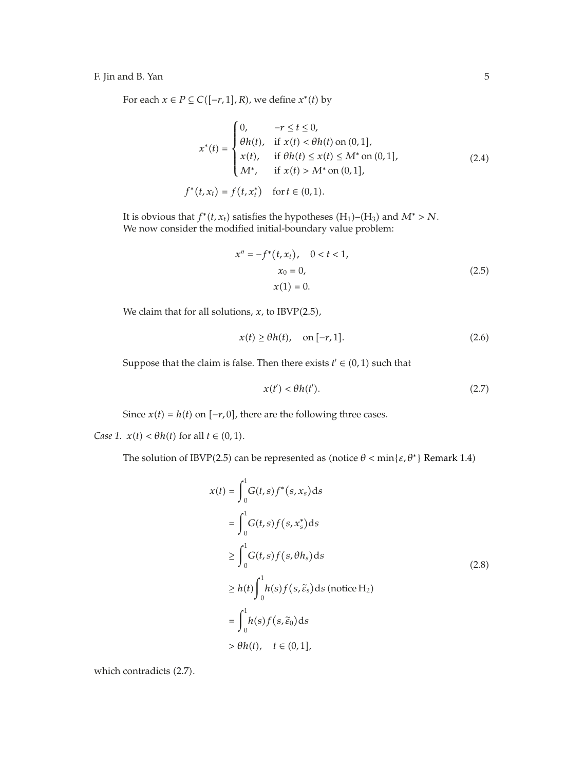For each $x \in P \subseteq C([-r,1],R)$, we define $x^*(t)$ by

$$
x^*(t) = \begin{cases} 0, & -r \leq t \leq 0, \\ \theta h(t), & \text{if } x(t) < \theta h(t) \text{ on } (0,1], \\ x(t), & \text{if } \theta h(t) \leq x(t) \leq M^* \text{ on } (0,1], \\ M^*, & \text{if } x(t) > M^* \text{ on } (0,1], \end{cases}
$$

$$
f^*(t,x_t) = f(t,x_t^*) \quad \text{for } t \in (0,1). \tag{2.4}
$$

It is obvious that $f^*(t,x_t)$ satisfies the hypotheses $(\mathrm{H}_1)$–$(\mathrm{H}_3)$ and $M^* > N$.
We now consider the modified initial-boundary value problem:

$$
\begin{aligned}
x'' &= -f^*(t,x_t), \quad 0 < t < 1, \\
x_0 &= 0, \\
x(1) &= 0.
\end{aligned} \tag{2.5}
$$

We claim that for all solutions, $x$, to IBVP(2.5),

$$
x(t) \geq \theta h(t), \quad \text{on } [-r,1]. \tag{2.6}
$$

Suppose that the claim is false. Then there exists $t' \in (0,1)$ such that

$$
x(t') < \theta h(t'). \tag{2.7}
$$

Since $x(t) = h(t)$ on $[-r,0]$, there are the following three cases.

*Case 1.* $x(t) < \theta h(t)$ for all $t \in (0,1)$.

The solution of IBVP(2.5) can be represented as (notice $\theta < \min\{\varepsilon, \theta^*\}$ Remark 1.4)

$$
\begin{aligned}
x(t) &= \int_0^1 G(t,s) f^*(s,x_s)\,\mathrm{d}s \\
&= \int_0^1 G(t,s) f(s,x_s^*)\,\mathrm{d}s \\
&\geq \int_0^1 G(t,s) f(s,\theta h_s)\,\mathrm{d}s \\
&\geq h(t) \int_0^1 h(s) f(s,\widetilde{\varepsilon}_s)\,\mathrm{d}s \ (\text{notice } \mathrm{H}_2) \\
&= \int_0^1 h(s) f(s,\widetilde{\varepsilon}_0)\,\mathrm{d}s \\
&> \theta h(t), \quad t \in (0,1],
\end{aligned} \tag{2.8}
$$

which contradicts (2.7).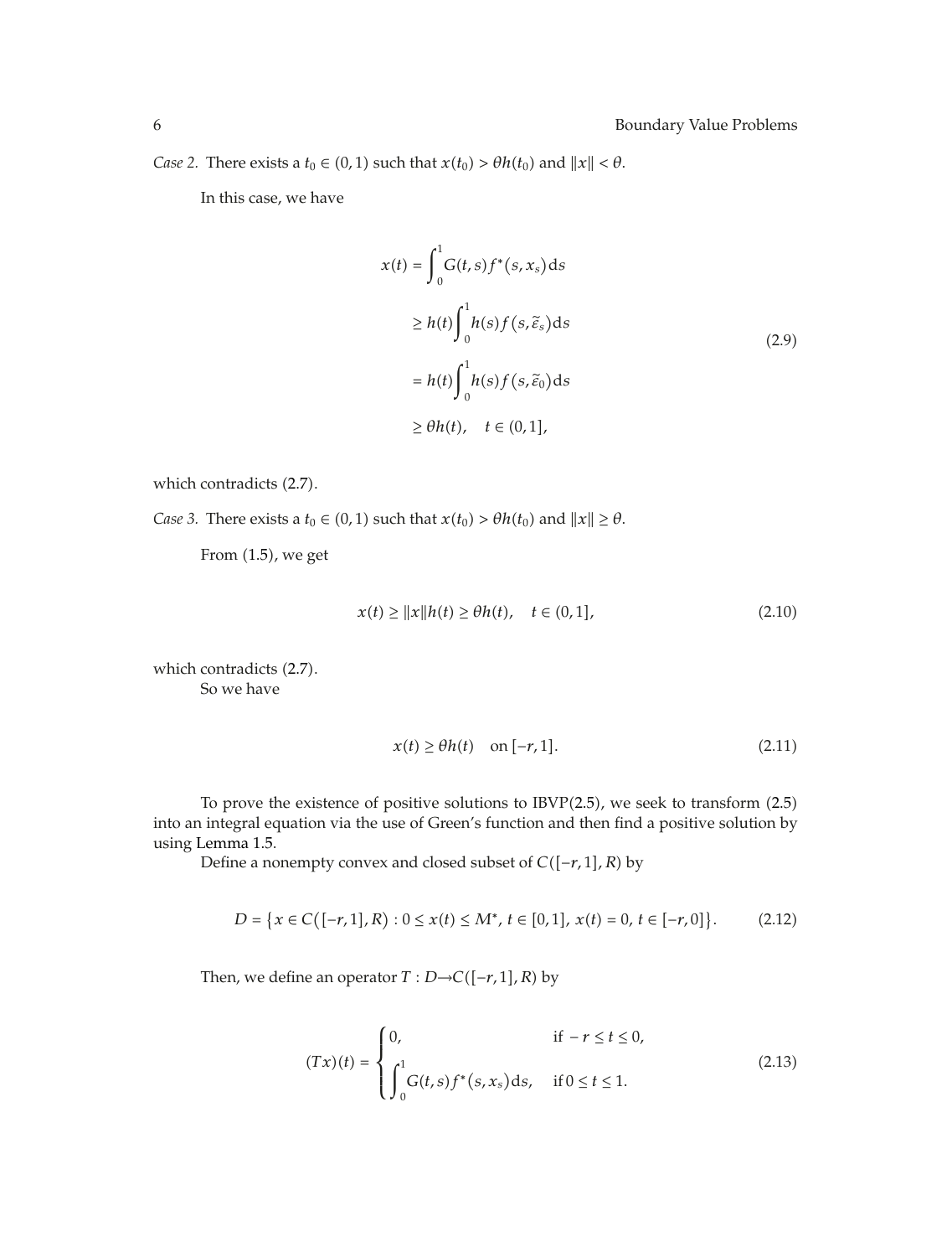*Case 2.* There exists a $t_0 \in (0,1)$ such that $x(t_0) > \theta h(t_0)$ and $\|x\| < \theta$.

In this case, we have

$$
\begin{aligned}
x(t) &= \int_0^1 G(t,s) f^*(s, x_s)\,\mathrm{d}s \\
&\geq h(t) \int_0^1 h(s) f(s, \widetilde{\varepsilon}_s)\,\mathrm{d}s \\
&= h(t) \int_0^1 h(s) f(s, \widetilde{\varepsilon}_0)\,\mathrm{d}s \\
&\geq \theta h(t), \quad t \in (0,1],
\end{aligned}
\tag{2.9}
$$

which contradicts (2.7).

*Case 3.* There exists a $t_0 \in (0,1)$ such that $x(t_0) > \theta h(t_0)$ and $\|x\| \geq \theta$.

From (1.5), we get

$$
x(t) \geq \|x\| h(t) \geq \theta h(t), \quad t \in (0,1], \tag{2.10}
$$

which contradicts (2.7).

So we have

$$
x(t) \geq \theta h(t) \quad \text{on } [-r, 1]. \tag{2.11}
$$

To prove the existence of positive solutions to IBVP(2.5), we seek to transform (2.5) into an integral equation via the use of Green's function and then find a positive solution by using Lemma 1.5.

Define a nonempty convex and closed subset of $C([-r,1], R)$ by

$$
D = \{x \in C([-r,1], R) : 0 \leq x(t) \leq M^*,\ t \in [0,1],\ x(t) = 0,\ t \in [-r, 0]\}. \tag{2.12}
$$

Then, we define an operator $T : D \to C([-r,1], R)$ by

$$
(Tx)(t) = \begin{cases} 0, & \text{if } -r \leq t \leq 0, \\ \displaystyle\int_0^1 G(t,s) f^*(s, x_s)\,\mathrm{d}s, & \text{if } 0 \leq t \leq 1. \end{cases} \tag{2.13}
$$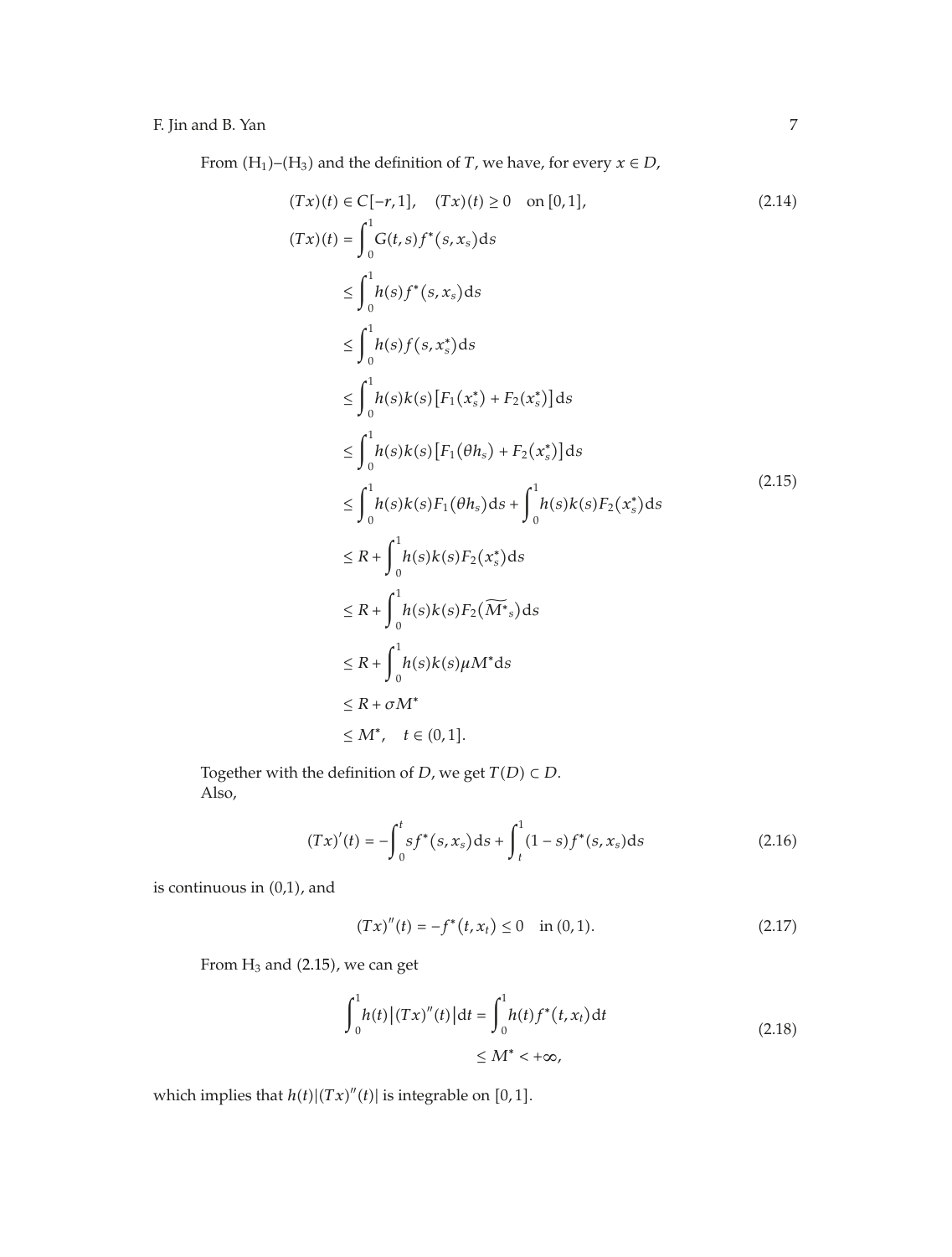From $(H_1)$–$(H_3)$ and the definition of $T$, we have, for every $x \in D$,

$$(Tx)(t) \in C[-r,1], \quad (Tx)(t) \geq 0 \quad \text{on } [0,1], \tag{2.14}$$

$$\begin{aligned}
(Tx)(t) &= \int_0^1 G(t,s) f^*(s, x_s) \mathrm{d}s \\
&\leq \int_0^1 h(s) f^*(s, x_s) \mathrm{d}s \\
&\leq \int_0^1 h(s) f(s, x_s^*) \mathrm{d}s \\
&\leq \int_0^1 h(s) k(s) \left[F_1(x_s^*) + F_2(x_s^*)\right] \mathrm{d}s \\
&\leq \int_0^1 h(s) k(s) \left[F_1(\theta h_s) + F_2(x_s^*)\right] \mathrm{d}s \\
&\leq \int_0^1 h(s) k(s) F_1(\theta h_s) \mathrm{d}s + \int_0^1 h(s) k(s) F_2(x_s^*) \mathrm{d}s \\
&\leq R + \int_0^1 h(s) k(s) F_2(x_s^*) \mathrm{d}s \\
&\leq R + \int_0^1 h(s) k(s) F_2(\widetilde{M^*}_s) \mathrm{d}s \\
&\leq R + \int_0^1 h(s) k(s) \mu M^* \mathrm{d}s \\
&\leq R + \sigma M^* \\
&\leq M^*, \quad t \in (0,1].
\end{aligned} \tag{2.15}$$

Together with the definition of $D$, we get $T(D) \subset D$.
Also,

$$(Tx)'(t) = -\int_0^t s f^*(s, x_s) \mathrm{d}s + \int_t^1 (1-s) f^*(s, x_s) \mathrm{d}s \tag{2.16}$$

is continuous in (0,1), and

$$(Tx)''(t) = -f^*(t, x_t) \leq 0 \quad \text{in } (0,1). \tag{2.17}$$

From $H_3$ and (2.15), we can get

$$\begin{aligned}
\int_0^1 h(t) \left|(Tx)''(t)\right| \mathrm{d}t &= \int_0^1 h(t) f^*(t, x_t) \mathrm{d}t \\
&\leq M^* < +\infty,
\end{aligned} \tag{2.18}$$

which implies that $h(t)|(Tx)''(t)|$ is integrable on $[0,1]$.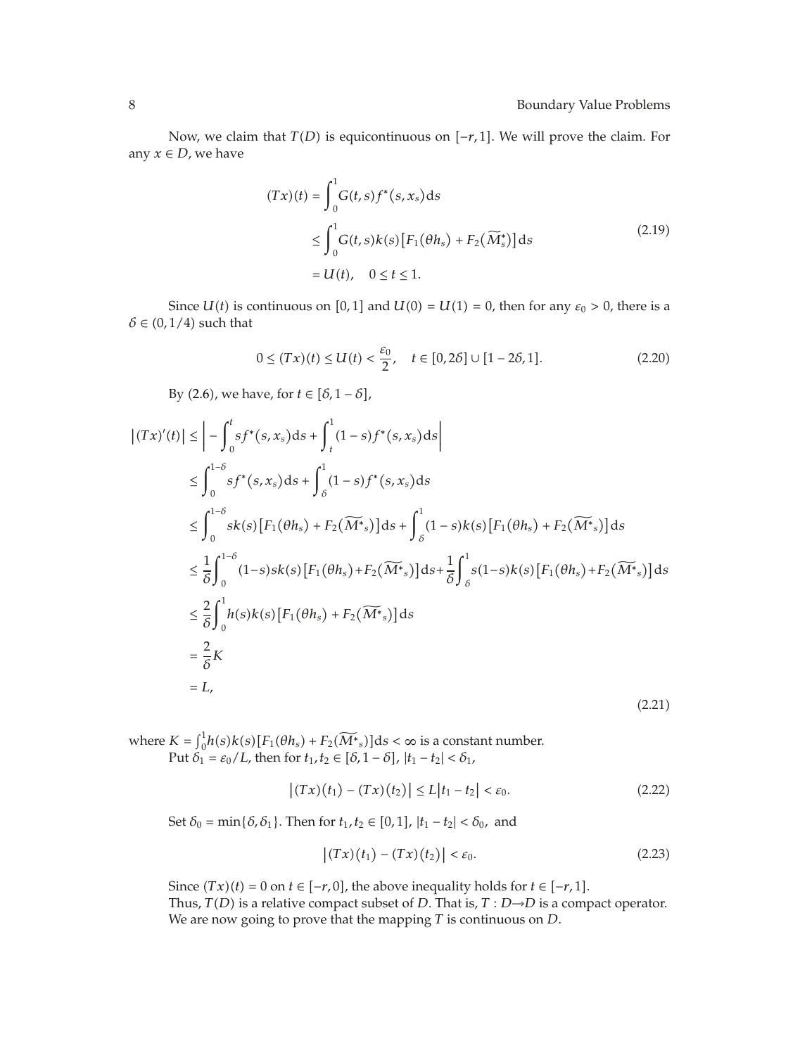Now, we claim that $T(D)$ is equicontinuous on $[-r, 1]$. We will prove the claim. For any $x \in D$, we have

$$
\begin{aligned}
(Tx)(t) &= \int_0^1 G(t,s) f^*(s, x_s)\,\mathrm{d}s \\
&\le \int_0^1 G(t,s) k(s)\left[F_1(\theta h_s) + F_2(\widetilde{M}_s^*)\right]\mathrm{d}s \\
&= U(t), \quad 0 \le t \le 1.
\end{aligned} \tag{2.19}
$$

Since $U(t)$ is continuous on $[0,1]$ and $U(0) = U(1) = 0$, then for any $\varepsilon_0 > 0$, there is a $\delta \in (0, 1/4)$ such that

$$
0 \le (Tx)(t) \le U(t) < \frac{\varepsilon_0}{2}, \quad t \in [0, 2\delta] \cup [1 - 2\delta, 1]. \tag{2.20}
$$

By (2.6), we have, for $t \in [\delta, 1 - \delta]$,

$$
\begin{aligned}
\left|(Tx)'(t)\right| &\le \left| -\int_0^t s f^*(s, x_s)\,\mathrm{d}s + \int_t^1 (1-s) f^*(s, x_s)\,\mathrm{d}s \right| \\
&\le \int_0^{1-\delta} s f^*(s, x_s)\,\mathrm{d}s + \int_\delta^1 (1-s) f^*(s, x_s)\,\mathrm{d}s \\
&\le \int_0^{1-\delta} s k(s)\left[F_1(\theta h_s) + F_2(\widetilde{M^*}_s)\right]\mathrm{d}s + \int_\delta^1 (1-s) k(s)\left[F_1(\theta h_s) + F_2(\widetilde{M^*}_s)\right]\mathrm{d}s \\
&\le \frac{1}{\delta}\int_0^{1-\delta} (1-s) s k(s)\left[F_1(\theta h_s) + F_2(\widetilde{M^*}_s)\right]\mathrm{d}s + \frac{1}{\delta}\int_\delta^1 s(1-s) k(s)\left[F_1(\theta h_s) + F_2(\widetilde{M^*}_s)\right]\mathrm{d}s \\
&\le \frac{2}{\delta}\int_0^1 h(s) k(s)\left[F_1(\theta h_s) + F_2(\widetilde{M^*}_s)\right]\mathrm{d}s \\
&= \frac{2}{\delta} K \\
&= L,
\end{aligned} \tag{2.21}
$$

where $K = \int_0^1 h(s) k(s)[F_1(\theta h_s) + F_2(\widetilde{M^*}_s)]\mathrm{d}s < \infty$ is a constant number.

Put $\delta_1 = \varepsilon_0 / L$, then for $t_1, t_2 \in [\delta, 1 - \delta]$, $|t_1 - t_2| < \delta_1$,

$$
\left|(Tx)(t_1) - (Tx)(t_2)\right| \le L\left|t_1 - t_2\right| < \varepsilon_0. \tag{2.22}
$$

Set $\delta_0 = \min\{\delta, \delta_1\}$. Then for $t_1, t_2 \in [0, 1]$, $|t_1 - t_2| < \delta_0$, and

$$
\left|(Tx)(t_1) - (Tx)(t_2)\right| < \varepsilon_0. \tag{2.23}
$$

Since $(Tx)(t) = 0$ on $t \in [-r, 0]$, the above inequality holds for $t \in [-r, 1]$.

Thus, $T(D)$ is a relative compact subset of $D$. That is, $T : D \to D$ is a compact operator.

We are now going to prove that the mapping $T$ is continuous on $D$.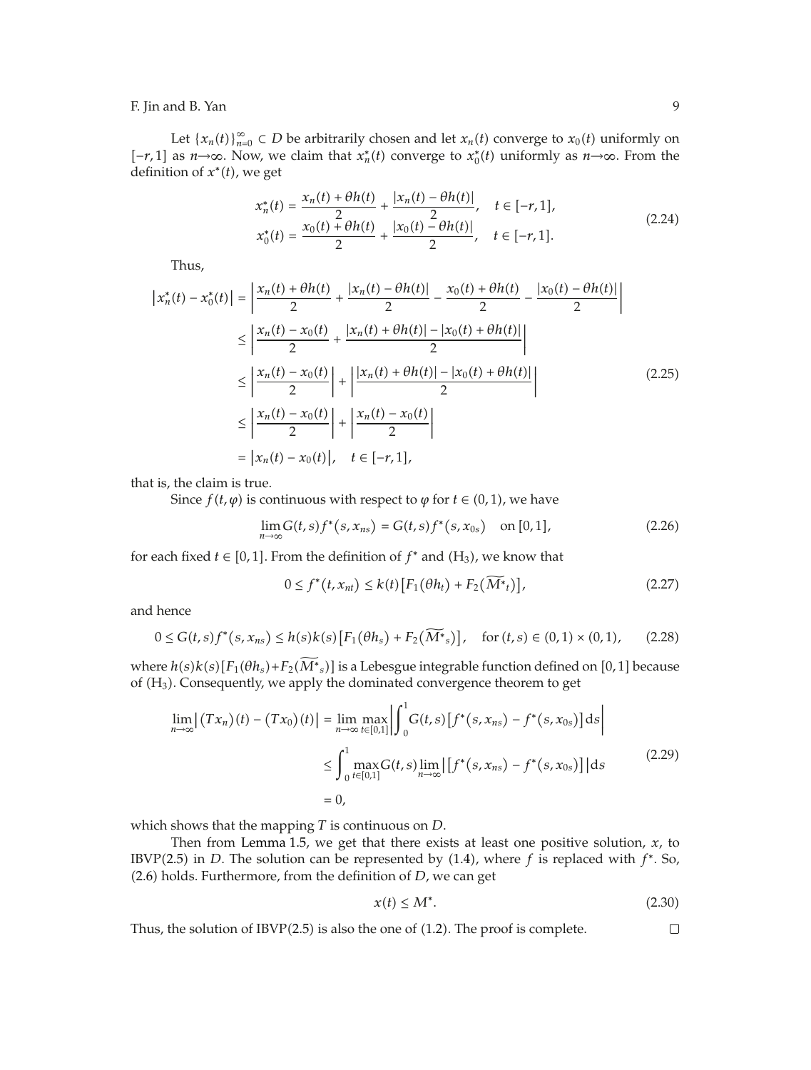Let $\{x_n(t)\}_{n=0}^{\infty} \subset D$ be arbitrarily chosen and let $x_n(t)$ converge to $x_0(t)$ uniformly on $[-r, 1]$ as $n \to \infty$. Now, we claim that $x_n^*(t)$ converge to $x_0^*(t)$ uniformly as $n \to \infty$. From the definition of $x^*(t)$, we get

$$x_n^*(t) = \frac{x_n(t) + \theta h(t)}{2} + \frac{|x_n(t) - \theta h(t)|}{2}, \quad t \in [-r, 1],$$
$$x_0^*(t) = \frac{x_0(t) + \theta h(t)}{2} + \frac{|x_0(t) - \theta h(t)|}{2}, \quad t \in [-r, 1]. \tag{2.24}$$

Thus,

$$\begin{aligned}
\left|x_n^*(t) - x_0^*(t)\right| &= \left| \frac{x_n(t) + \theta h(t)}{2} + \frac{|x_n(t) - \theta h(t)|}{2} - \frac{x_0(t) + \theta h(t)}{2} - \frac{|x_0(t) - \theta h(t)|}{2} \right| \\
&\leq \left| \frac{x_n(t) - x_0(t)}{2} + \frac{|x_n(t) + \theta h(t)| - |x_0(t) + \theta h(t)|}{2} \right| \\
&\leq \left| \frac{x_n(t) - x_0(t)}{2} \right| + \left| \frac{|x_n(t) + \theta h(t)| - |x_0(t) + \theta h(t)|}{2} \right| \\
&\leq \left| \frac{x_n(t) - x_0(t)}{2} \right| + \left| \frac{x_n(t) - x_0(t)}{2} \right| \\
&= \left|x_n(t) - x_0(t)\right|, \quad t \in [-r, 1],
\end{aligned} \tag{2.25}$$

that is, the claim is true.

Since $f(t, \varphi)$ is continuous with respect to $\varphi$ for $t \in (0, 1)$, we have

$$\lim_{n \to \infty} G(t, s) f^*(s, x_{ns}) = G(t, s) f^*(s, x_{0s}) \quad \text{on } [0, 1], \tag{2.26}$$

for each fixed $t \in [0, 1]$. From the definition of $f^*$ and $(H_3)$, we know that

$$0 \leq f^*(t, x_{nt}) \leq k(t)\left[F_1(\theta h_t) + F_2(\widetilde{M^*}_t)\right], \tag{2.27}$$

and hence

$$0 \leq G(t, s) f^*(s, x_{ns}) \leq h(s)k(s)\left[F_1(\theta h_s) + F_2(\widetilde{M^*}_s)\right], \quad \text{for } (t, s) \in (0, 1) \times (0, 1), \tag{2.28}$$

where $h(s)k(s)[F_1(\theta h_s) + F_2(\widetilde{M^*}_s)]$ is a Lebesgue integrable function defined on $[0, 1]$ because of $(H_3)$. Consequently, we apply the dominated convergence theorem to get

$$\begin{aligned}
\lim_{n \to \infty} \left|(Tx_n)(t) - (Tx_0)(t)\right| &= \lim_{n \to \infty} \max_{t \in [0,1]} \left| \int_0^1 G(t, s)\left[f^*(s, x_{ns}) - f^*(s, x_{0s})\right] \mathrm{d}s \right| \\
&\leq \int_0^1 \max_{t \in [0,1]} G(t, s) \lim_{n \to \infty} \left|\left[f^*(s, x_{ns}) - f^*(s, x_{0s})\right]\right| \mathrm{d}s \\
&= 0,
\end{aligned} \tag{2.29}$$

which shows that the mapping $T$ is continuous on $D$.

Then from Lemma 1.5, we get that there exists at least one positive solution, $x$, to IBVP(2.5) in $D$. The solution can be represented by (1.4), where $f$ is replaced with $f^*$. So, (2.6) holds. Furthermore, from the definition of $D$, we can get

$$x(t) \leq M^*. \tag{2.30}$$

Thus, the solution of IBVP(2.5) is also the one of (1.2). The proof is complete. $\square$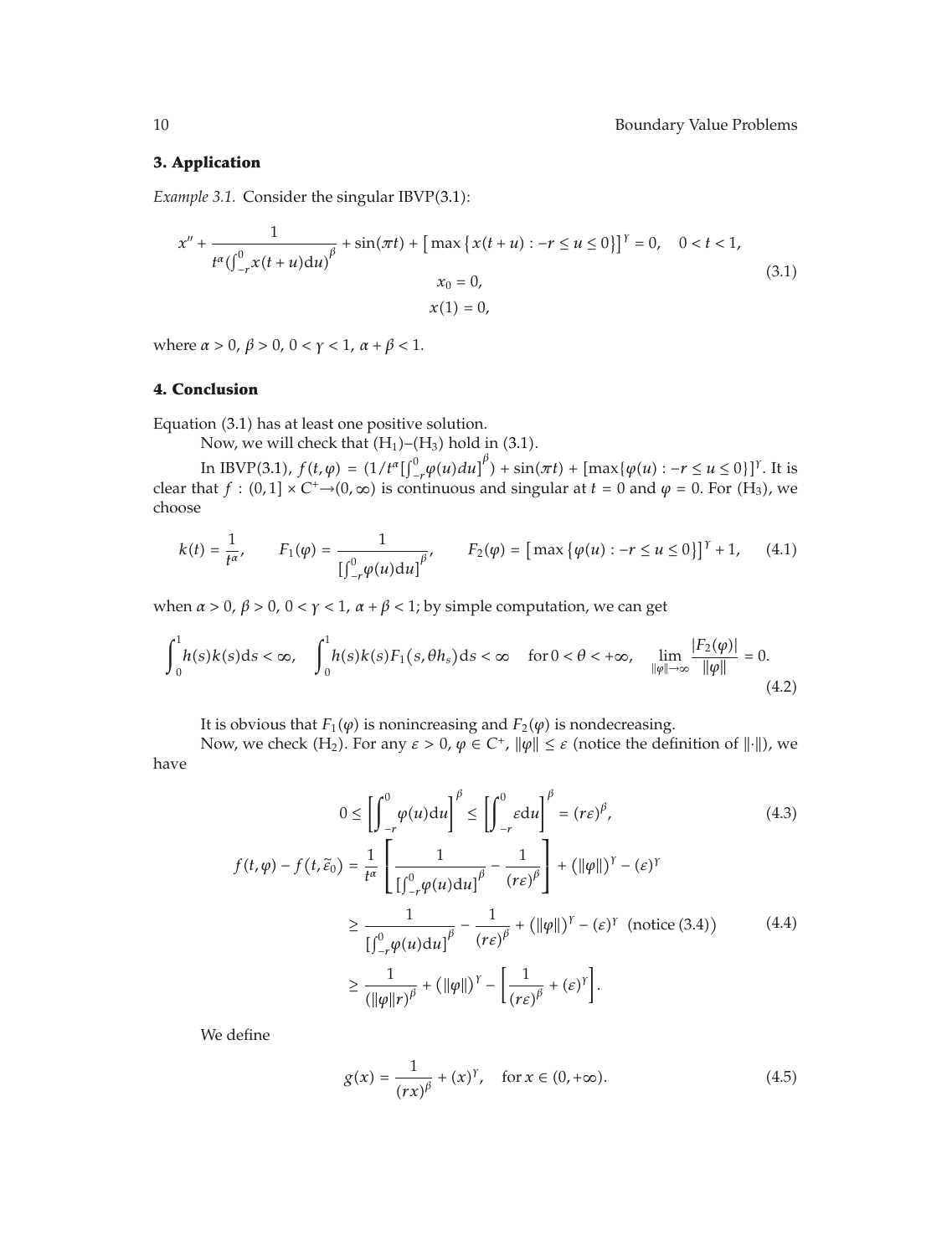## 3. Application

*Example 3.1.* Consider the singular IBVP(3.1):

$$x'' + \frac{1}{t^{\alpha}\left(\int_{-r}^{0} x(t+u)\mathrm{d}u\right)^{\beta}} + \sin(\pi t) + \left[\max\{x(t+u) : -r \le u \le 0\}\right]^{\gamma} = 0, \quad 0 < t < 1,$$
$$x_0 = 0,$$
$$x(1) = 0, \tag{3.1}$$

where $\alpha > 0$, $\beta > 0$, $0 < \gamma < 1$, $\alpha + \beta < 1$.

## 4. Conclusion

Equation (3.1) has at least one positive solution.

Now, we will check that $(\mathrm{H}_1)$–$(\mathrm{H}_3)$ hold in (3.1).

In IBVP(3.1), $f(t,\varphi) = (1/t^{\alpha}[\int_{-r}^{0}\varphi(u)du]^{\beta}) + \sin(\pi t) + [\max\{\varphi(u) : -r \le u \le 0\}]^{\gamma}$. It is clear that $f : (0,1] \times C^{+} \to (0,\infty)$ is continuous and singular at $t = 0$ and $\varphi = 0$. For $(\mathrm{H}_3)$, we choose

$$k(t) = \frac{1}{t^{\alpha}}, \qquad F_1(\varphi) = \frac{1}{\left[\int_{-r}^{0}\varphi(u)\mathrm{d}u\right]^{\beta}}, \qquad F_2(\varphi) = \left[\max\{\varphi(u) : -r \le u \le 0\}\right]^{\gamma} + 1, \tag{4.1}$$

when $\alpha > 0$, $\beta > 0$, $0 < \gamma < 1$, $\alpha + \beta < 1$; by simple computation, we can get

$$\int_0^1 h(s)k(s)\mathrm{d}s < \infty, \quad \int_0^1 h(s)k(s)F_1(s,\theta h_s)\mathrm{d}s < \infty \quad \text{for } 0 < \theta < +\infty, \quad \lim_{\|\varphi\|\to\infty}\frac{|F_2(\varphi)|}{\|\varphi\|} = 0. \tag{4.2}$$

It is obvious that $F_1(\varphi)$ is nonincreasing and $F_2(\varphi)$ is nondecreasing.

Now, we check $(\mathrm{H}_2)$. For any $\varepsilon > 0$, $\varphi \in C^{+}$, $\|\varphi\| \le \varepsilon$ (notice the definition of $\|\cdot\|$), we have

$$0 \le \left[\int_{-r}^{0}\varphi(u)\mathrm{d}u\right]^{\beta} \le \left[\int_{-r}^{0}\varepsilon\mathrm{d}u\right]^{\beta} = (r\varepsilon)^{\beta}, \tag{4.3}$$

$$\begin{aligned} f(t,\varphi) - f(t,\tilde{\varepsilon}_0) &= \frac{1}{t^{\alpha}}\left[\frac{1}{\left[\int_{-r}^{0}\varphi(u)\mathrm{d}u\right]^{\beta}} - \frac{1}{(r\varepsilon)^{\beta}}\right] + (\|\varphi\|)^{\gamma} - (\varepsilon)^{\gamma} \\ &\ge \frac{1}{\left[\int_{-r}^{0}\varphi(u)\mathrm{d}u\right]^{\beta}} - \frac{1}{(r\varepsilon)^{\beta}} + (\|\varphi\|)^{\gamma} - (\varepsilon)^{\gamma} \quad (\text{notice } (3.4)) \\ &\ge \frac{1}{(\|\varphi\| r)^{\beta}} + (\|\varphi\|)^{\gamma} - \left[\frac{1}{(r\varepsilon)^{\beta}} + (\varepsilon)^{\gamma}\right]. \end{aligned} \tag{4.4}$$

We define

$$g(x) = \frac{1}{(rx)^{\beta}} + (x)^{\gamma}, \quad \text{for } x \in (0,+\infty). \tag{4.5}$$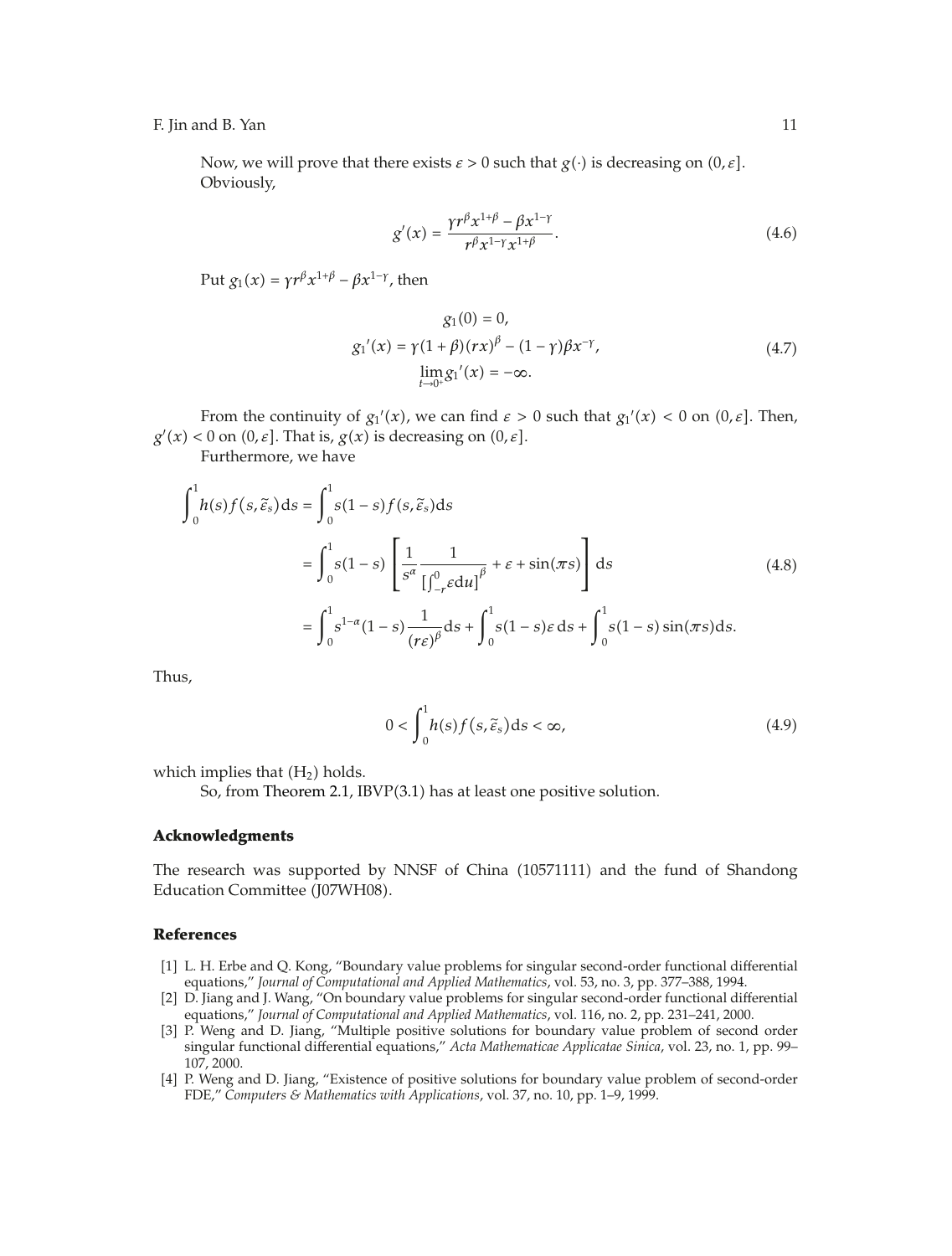Now, we will prove that there exists $\varepsilon > 0$ such that $g(\cdot)$ is decreasing on $(0, \varepsilon]$. Obviously,

$$g'(x) = \frac{\gamma r^{\beta} x^{1+\beta} - \beta x^{1-\gamma}}{r^{\beta} x^{1-\gamma} x^{1+\beta}}. \tag{4.6}$$

Put $g_1(x) = \gamma r^{\beta} x^{1+\beta} - \beta x^{1-\gamma}$, then

$$\begin{gathered} g_1(0) = 0, \\ {g_1}'(x) = \gamma(1+\beta)(rx)^{\beta} - (1-\gamma)\beta x^{-\gamma}, \\ \lim_{t \to 0^+} {g_1}'(x) = -\infty. \end{gathered} \tag{4.7}$$

From the continuity of ${g_1}'(x)$, we can find $\varepsilon > 0$ such that ${g_1}'(x) < 0$ on $(0, \varepsilon]$. Then, $g'(x) < 0$ on $(0, \varepsilon]$. That is, $g(x)$ is decreasing on $(0, \varepsilon]$.

Furthermore, we have

$$\begin{aligned} \int_0^1 h(s) f(s, \widetilde{\varepsilon}_s) \mathrm{d}s &= \int_0^1 s(1-s) f(s, \widetilde{\varepsilon}_s) \mathrm{d}s \\ &= \int_0^1 s(1-s) \left[ \frac{1}{s^{\alpha}} \frac{1}{\left[\int_{-r}^0 \varepsilon \mathrm{d}u\right]^{\beta}} + \varepsilon + \sin(\pi s) \right] \mathrm{d}s \\ &= \int_0^1 s^{1-\alpha}(1-s) \frac{1}{(r\varepsilon)^{\beta}} \mathrm{d}s + \int_0^1 s(1-s)\varepsilon \, \mathrm{d}s + \int_0^1 s(1-s) \sin(\pi s) \mathrm{d}s. \end{aligned} \tag{4.8}$$

Thus,

$$0 < \int_0^1 h(s) f(s, \widetilde{\varepsilon}_s) \mathrm{d}s < \infty, \tag{4.9}$$

which implies that $(\mathrm{H}_2)$ holds.

So, from Theorem 2.1, IBVP(3.1) has at least one positive solution.

## Acknowledgments

The research was supported by NNSF of China (10571111) and the fund of Shandong Education Committee (J07WH08).

## References

[1] L. H. Erbe and Q. Kong, "Boundary value problems for singular second-order functional differential equations," *Journal of Computational and Applied Mathematics*, vol. 53, no. 3, pp. 377–388, 1994.

[2] D. Jiang and J. Wang, "On boundary value problems for singular second-order functional differential equations," *Journal of Computational and Applied Mathematics*, vol. 116, no. 2, pp. 231–241, 2000.

[3] P. Weng and D. Jiang, "Multiple positive solutions for boundary value problem of second order singular functional differential equations," *Acta Mathematicae Applicatae Sinica*, vol. 23, no. 1, pp. 99–107, 2000.

[4] P. Weng and D. Jiang, "Existence of positive solutions for boundary value problem of second-order FDE," *Computers & Mathematics with Applications*, vol. 37, no. 10, pp. 1–9, 1999.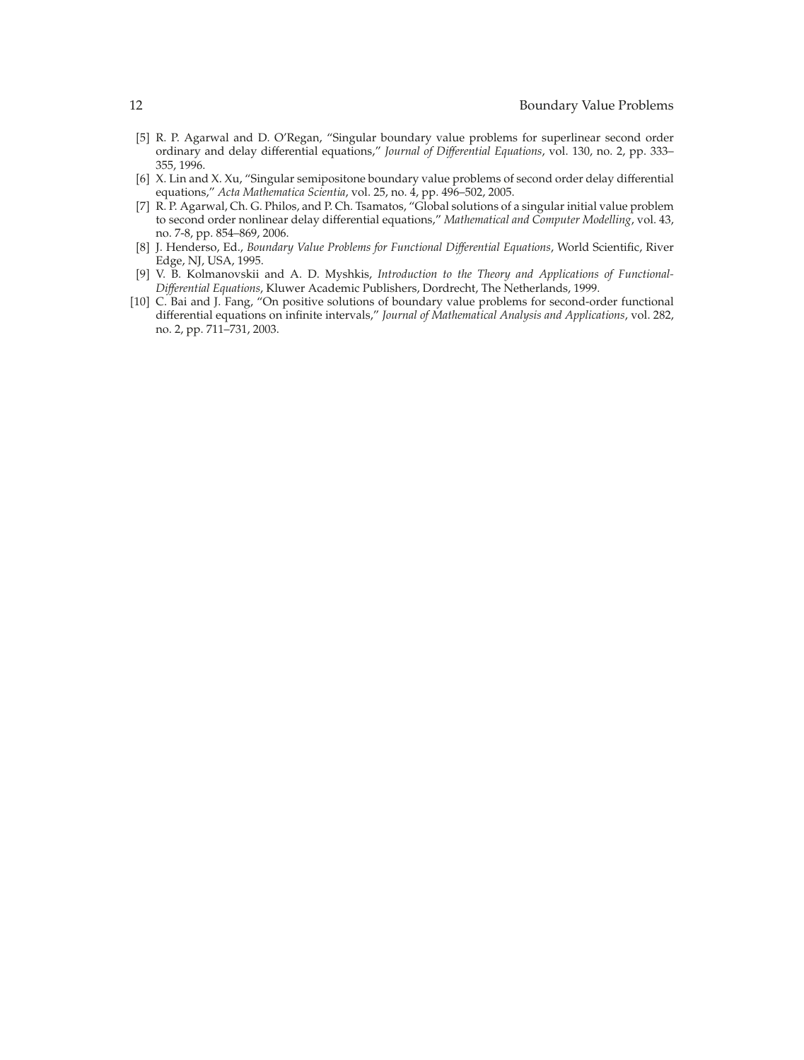[5] R. P. Agarwal and D. O'Regan, "Singular boundary value problems for superlinear second order ordinary and delay differential equations," *Journal of Differential Equations*, vol. 130, no. 2, pp. 333–355, 1996.

[6] X. Lin and X. Xu, "Singular semipositone boundary value problems of second order delay differential equations," *Acta Mathematica Scientia*, vol. 25, no. 4, pp. 496–502, 2005.

[7] R. P. Agarwal, Ch. G. Philos, and P. Ch. Tsamatos, "Global solutions of a singular initial value problem to second order nonlinear delay differential equations," *Mathematical and Computer Modelling*, vol. 43, no. 7-8, pp. 854–869, 2006.

[8] J. Henderso, Ed., *Boundary Value Problems for Functional Differential Equations*, World Scientific, River Edge, NJ, USA, 1995.

[9] V. B. Kolmanovskii and A. D. Myshkis, *Introduction to the Theory and Applications of Functional-Differential Equations*, Kluwer Academic Publishers, Dordrecht, The Netherlands, 1999.

[10] C. Bai and J. Fang, "On positive solutions of boundary value problems for second-order functional differential equations on infinite intervals," *Journal of Mathematical Analysis and Applications*, vol. 282, no. 2, pp. 711–731, 2003.